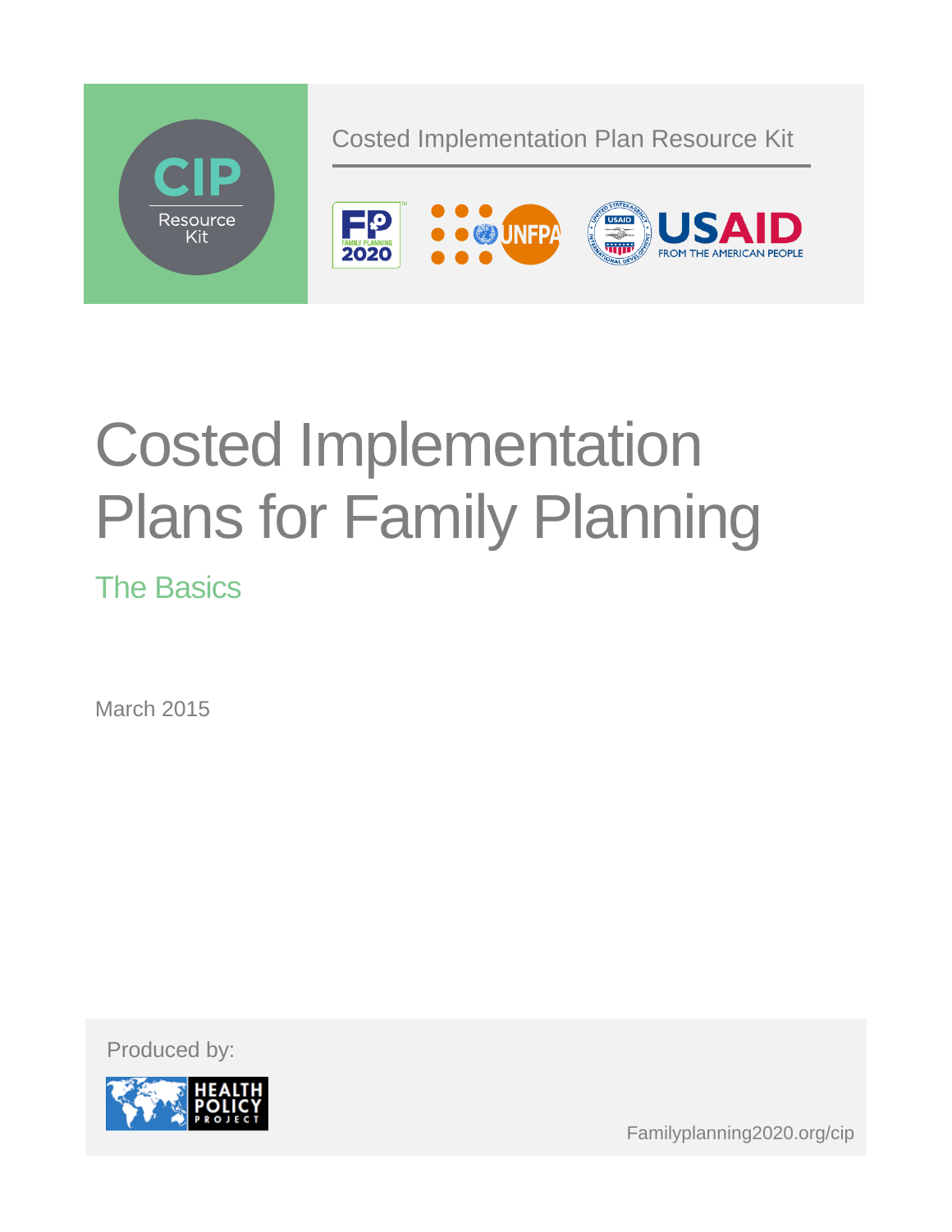CIP Resource Kit

Costed Implementation Plan Resource Kit

# Costed Implementation Plans for Family Planning

## The Basics

March 2015

Produced by:

Familyplanning2020.org/cip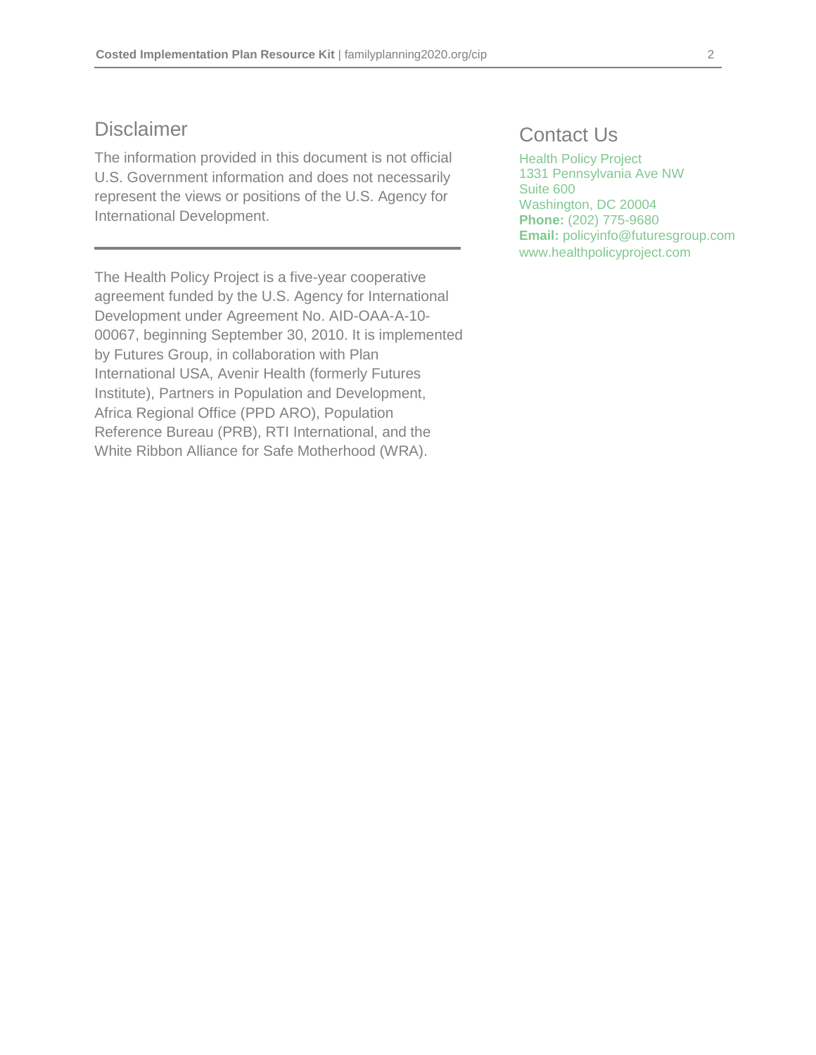## Disclaimer

The information provided in this document is not official U.S. Government information and does not necessarily represent the views or positions of the U.S. Agency for International Development.

---

The Health Policy Project is a five-year cooperative agreement funded by the U.S. Agency for International Development under Agreement No. AID-OAA-A-10-00067, beginning September 30, 2010. It is implemented by Futures Group, in collaboration with Plan International USA, Avenir Health (formerly Futures Institute), Partners in Population and Development, Africa Regional Office (PPD ARO), Population Reference Bureau (PRB), RTI International, and the White Ribbon Alliance for Safe Motherhood (WRA).

## Contact Us

Health Policy Project
1331 Pennsylvania Ave NW
Suite 600
Washington, DC 20004
**Phone:** (202) 775-9680
**Email:** policyinfo@futuresgroup.com
www.healthpolicyproject.com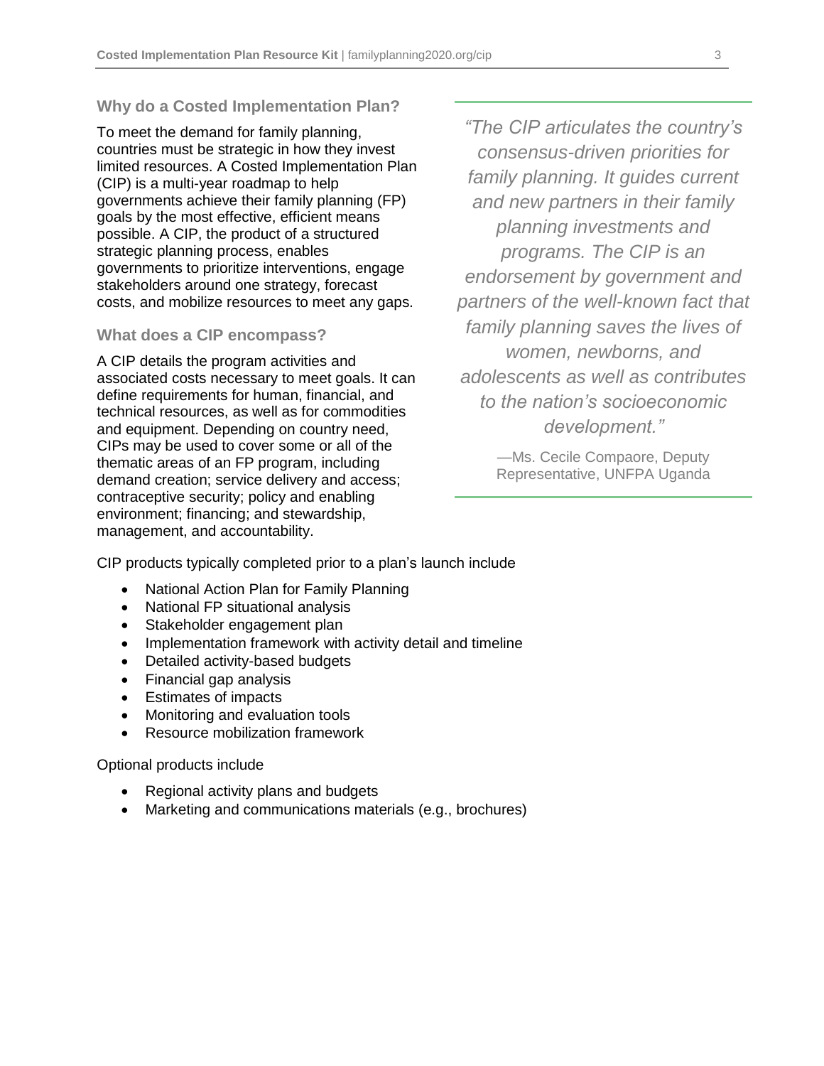## Why do a Costed Implementation Plan?

To meet the demand for family planning, countries must be strategic in how they invest limited resources. A Costed Implementation Plan (CIP) is a multi-year roadmap to help governments achieve their family planning (FP) goals by the most effective, efficient means possible. A CIP, the product of a structured strategic planning process, enables governments to prioritize interventions, engage stakeholders around one strategy, forecast costs, and mobilize resources to meet any gaps.

## What does a CIP encompass?

A CIP details the program activities and associated costs necessary to meet goals. It can define requirements for human, financial, and technical resources, as well as for commodities and equipment. Depending on country need, CIPs may be used to cover some or all of the thematic areas of an FP program, including demand creation; service delivery and access; contraceptive security; policy and enabling environment; financing; and stewardship, management, and accountability.

> *"The CIP articulates the country's consensus-driven priorities for family planning. It guides current and new partners in their family planning investments and programs. The CIP is an endorsement by government and partners of the well-known fact that family planning saves the lives of women, newborns, and adolescents as well as contributes to the nation's socioeconomic development."*
>
> —Ms. Cecile Compaore, Deputy Representative, UNFPA Uganda

CIP products typically completed prior to a plan's launch include

- National Action Plan for Family Planning
- National FP situational analysis
- Stakeholder engagement plan
- Implementation framework with activity detail and timeline
- Detailed activity-based budgets
- Financial gap analysis
- Estimates of impacts
- Monitoring and evaluation tools
- Resource mobilization framework

Optional products include

- Regional activity plans and budgets
- Marketing and communications materials (e.g., brochures)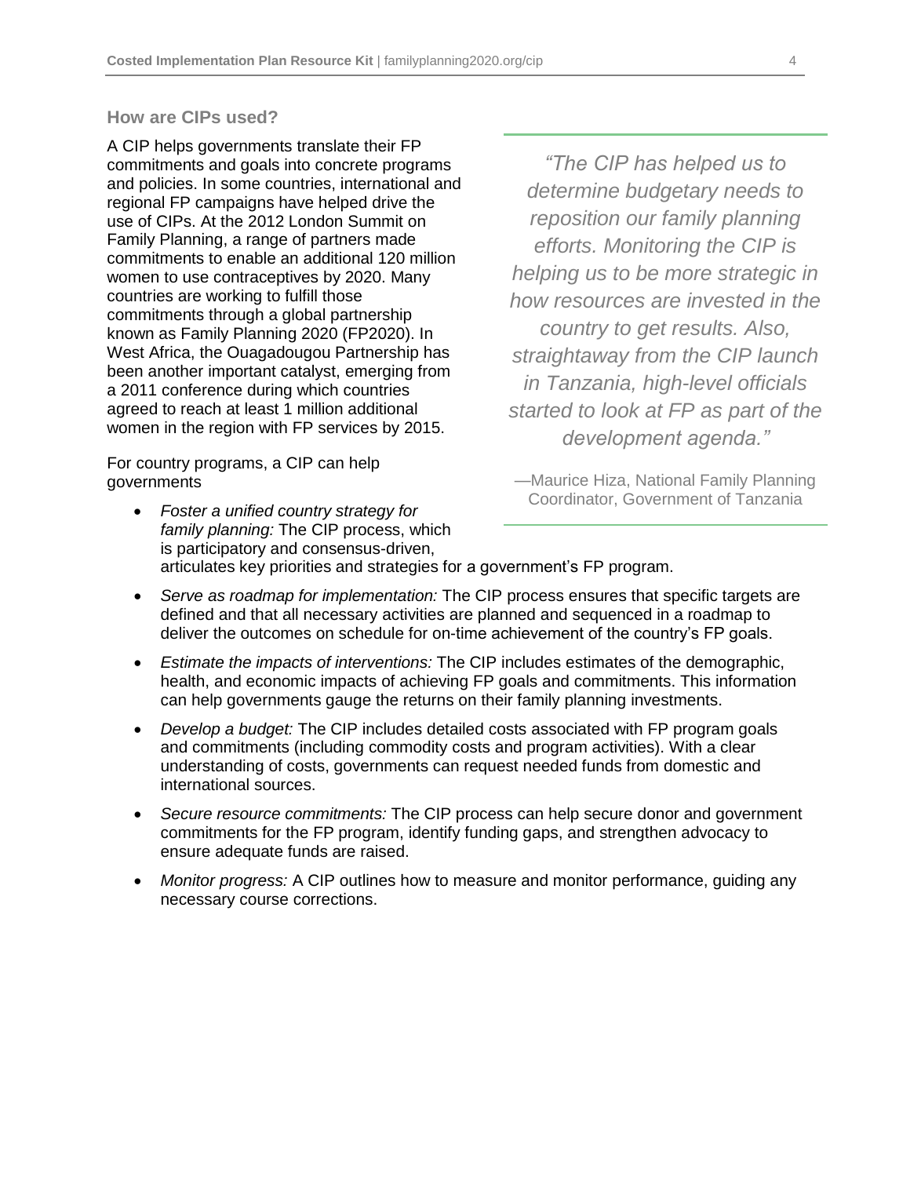## How are CIPs used?

A CIP helps governments translate their FP commitments and goals into concrete programs and policies. In some countries, international and regional FP campaigns have helped drive the use of CIPs. At the 2012 London Summit on Family Planning, a range of partners made commitments to enable an additional 120 million women to use contraceptives by 2020. Many countries are working to fulfill those commitments through a global partnership known as Family Planning 2020 (FP2020). In West Africa, the Ouagadougou Partnership has been another important catalyst, emerging from a 2011 conference during which countries agreed to reach at least 1 million additional women in the region with FP services by 2015.

> *"The CIP has helped us to determine budgetary needs to reposition our family planning efforts. Monitoring the CIP is helping us to be more strategic in how resources are invested in the country to get results. Also, straightaway from the CIP launch in Tanzania, high-level officials started to look at FP as part of the development agenda."*
>
> —Maurice Hiza, National Family Planning Coordinator, Government of Tanzania

For country programs, a CIP can help governments

- *Foster a unified country strategy for family planning:* The CIP process, which is participatory and consensus-driven, articulates key priorities and strategies for a government's FP program.
- *Serve as roadmap for implementation:* The CIP process ensures that specific targets are defined and that all necessary activities are planned and sequenced in a roadmap to deliver the outcomes on schedule for on-time achievement of the country's FP goals.
- *Estimate the impacts of interventions:* The CIP includes estimates of the demographic, health, and economic impacts of achieving FP goals and commitments. This information can help governments gauge the returns on their family planning investments.
- *Develop a budget:* The CIP includes detailed costs associated with FP program goals and commitments (including commodity costs and program activities). With a clear understanding of costs, governments can request needed funds from domestic and international sources.
- *Secure resource commitments:* The CIP process can help secure donor and government commitments for the FP program, identify funding gaps, and strengthen advocacy to ensure adequate funds are raised.
- *Monitor progress:* A CIP outlines how to measure and monitor performance, guiding any necessary course corrections.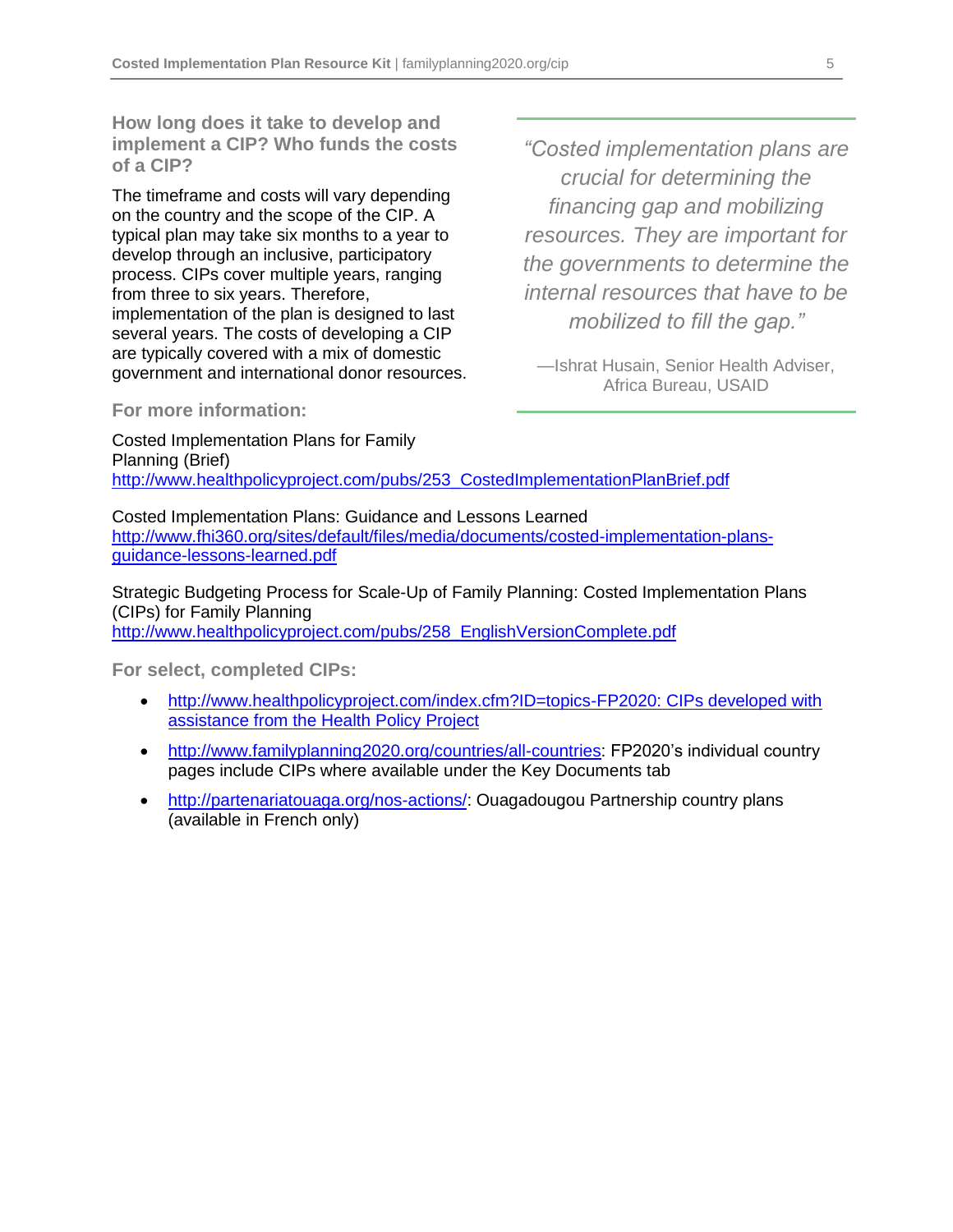### How long does it take to develop and implement a CIP? Who funds the costs of a CIP?

The timeframe and costs will vary depending on the country and the scope of the CIP. A typical plan may take six months to a year to develop through an inclusive, participatory process. CIPs cover multiple years, ranging from three to six years. Therefore, implementation of the plan is designed to last several years. The costs of developing a CIP are typically covered with a mix of domestic government and international donor resources.

> *"Costed implementation plans are crucial for determining the financing gap and mobilizing resources. They are important for the governments to determine the internal resources that have to be mobilized to fill the gap."*
>
> —Ishrat Husain, Senior Health Adviser, Africa Bureau, USAID

### For more information:

Costed Implementation Plans for Family Planning (Brief)
http://www.healthpolicyproject.com/pubs/253_CostedImplementationPlanBrief.pdf

Costed Implementation Plans: Guidance and Lessons Learned
http://www.fhi360.org/sites/default/files/media/documents/costed-implementation-plans-guidance-lessons-learned.pdf

Strategic Budgeting Process for Scale-Up of Family Planning: Costed Implementation Plans (CIPs) for Family Planning
http://www.healthpolicyproject.com/pubs/258_EnglishVersionComplete.pdf

### For select, completed CIPs:

- http://www.healthpolicyproject.com/index.cfm?ID=topics-FP2020: CIPs developed with assistance from the Health Policy Project
- http://www.familyplanning2020.org/countries/all-countries: FP2020's individual country pages include CIPs where available under the Key Documents tab
- http://partenariatouaga.org/nos-actions/: Ouagadougou Partnership country plans (available in French only)